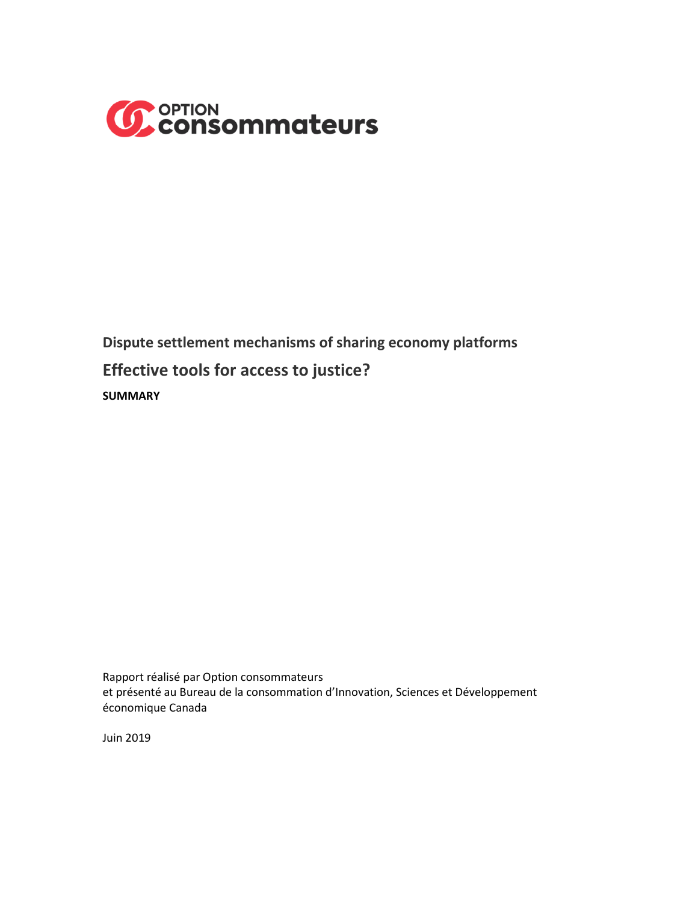OPTION consommateurs

## Dispute settlement mechanisms of sharing economy platforms

# Effective tools for access to justice?

**SUMMARY**

Rapport réalisé par Option consommateurs
et présenté au Bureau de la consommation d'Innovation, Sciences et Développement économique Canada

Juin 2019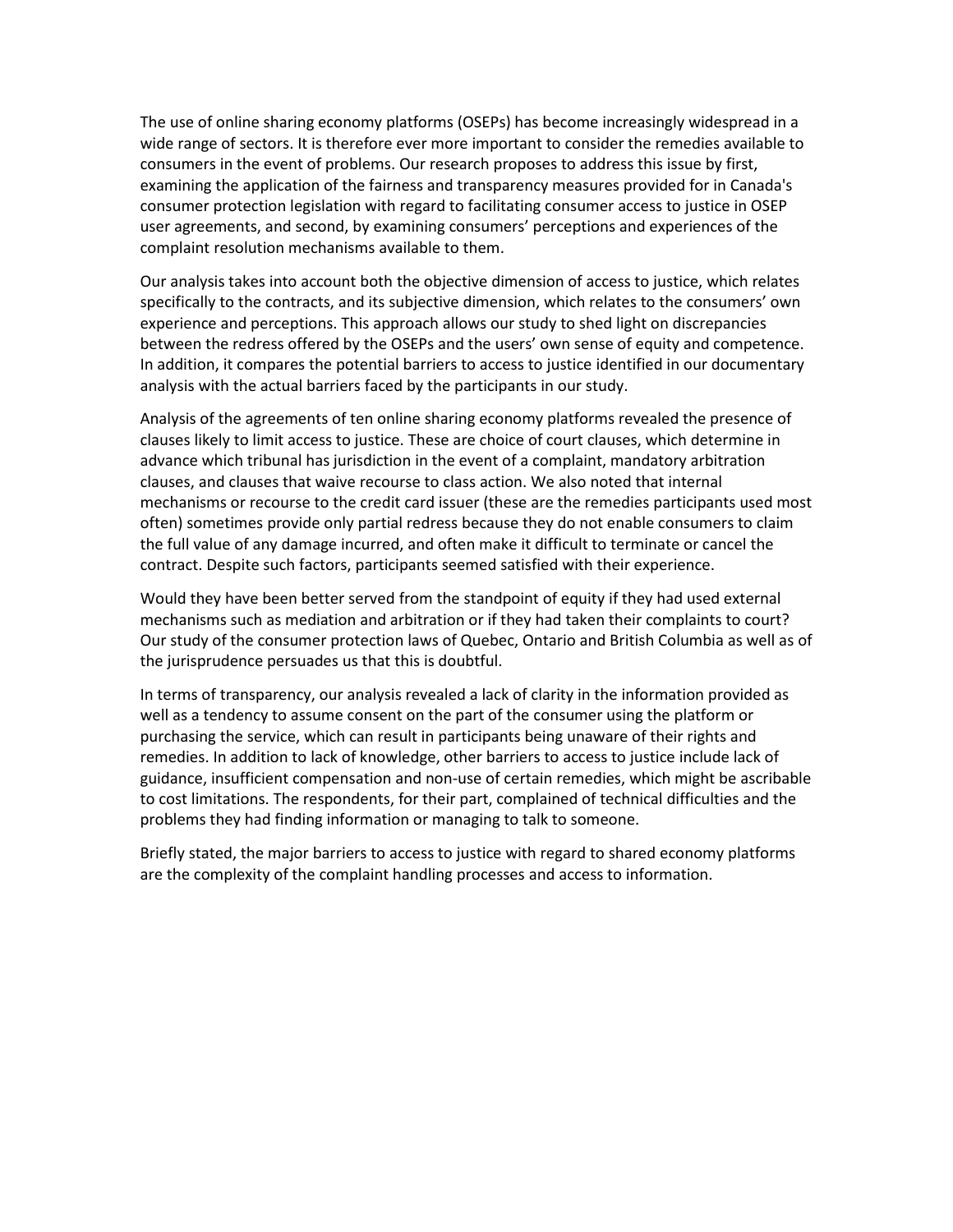The use of online sharing economy platforms (OSEPs) has become increasingly widespread in a wide range of sectors. It is therefore ever more important to consider the remedies available to consumers in the event of problems. Our research proposes to address this issue by first, examining the application of the fairness and transparency measures provided for in Canada's consumer protection legislation with regard to facilitating consumer access to justice in OSEP user agreements, and second, by examining consumers' perceptions and experiences of the complaint resolution mechanisms available to them.

Our analysis takes into account both the objective dimension of access to justice, which relates specifically to the contracts, and its subjective dimension, which relates to the consumers' own experience and perceptions. This approach allows our study to shed light on discrepancies between the redress offered by the OSEPs and the users' own sense of equity and competence. In addition, it compares the potential barriers to access to justice identified in our documentary analysis with the actual barriers faced by the participants in our study.

Analysis of the agreements of ten online sharing economy platforms revealed the presence of clauses likely to limit access to justice. These are choice of court clauses, which determine in advance which tribunal has jurisdiction in the event of a complaint, mandatory arbitration clauses, and clauses that waive recourse to class action. We also noted that internal mechanisms or recourse to the credit card issuer (these are the remedies participants used most often) sometimes provide only partial redress because they do not enable consumers to claim the full value of any damage incurred, and often make it difficult to terminate or cancel the contract. Despite such factors, participants seemed satisfied with their experience.

Would they have been better served from the standpoint of equity if they had used external mechanisms such as mediation and arbitration or if they had taken their complaints to court? Our study of the consumer protection laws of Quebec, Ontario and British Columbia as well as of the jurisprudence persuades us that this is doubtful.

In terms of transparency, our analysis revealed a lack of clarity in the information provided as well as a tendency to assume consent on the part of the consumer using the platform or purchasing the service, which can result in participants being unaware of their rights and remedies. In addition to lack of knowledge, other barriers to access to justice include lack of guidance, insufficient compensation and non-use of certain remedies, which might be ascribable to cost limitations. The respondents, for their part, complained of technical difficulties and the problems they had finding information or managing to talk to someone.

Briefly stated, the major barriers to access to justice with regard to shared economy platforms are the complexity of the complaint handling processes and access to information.